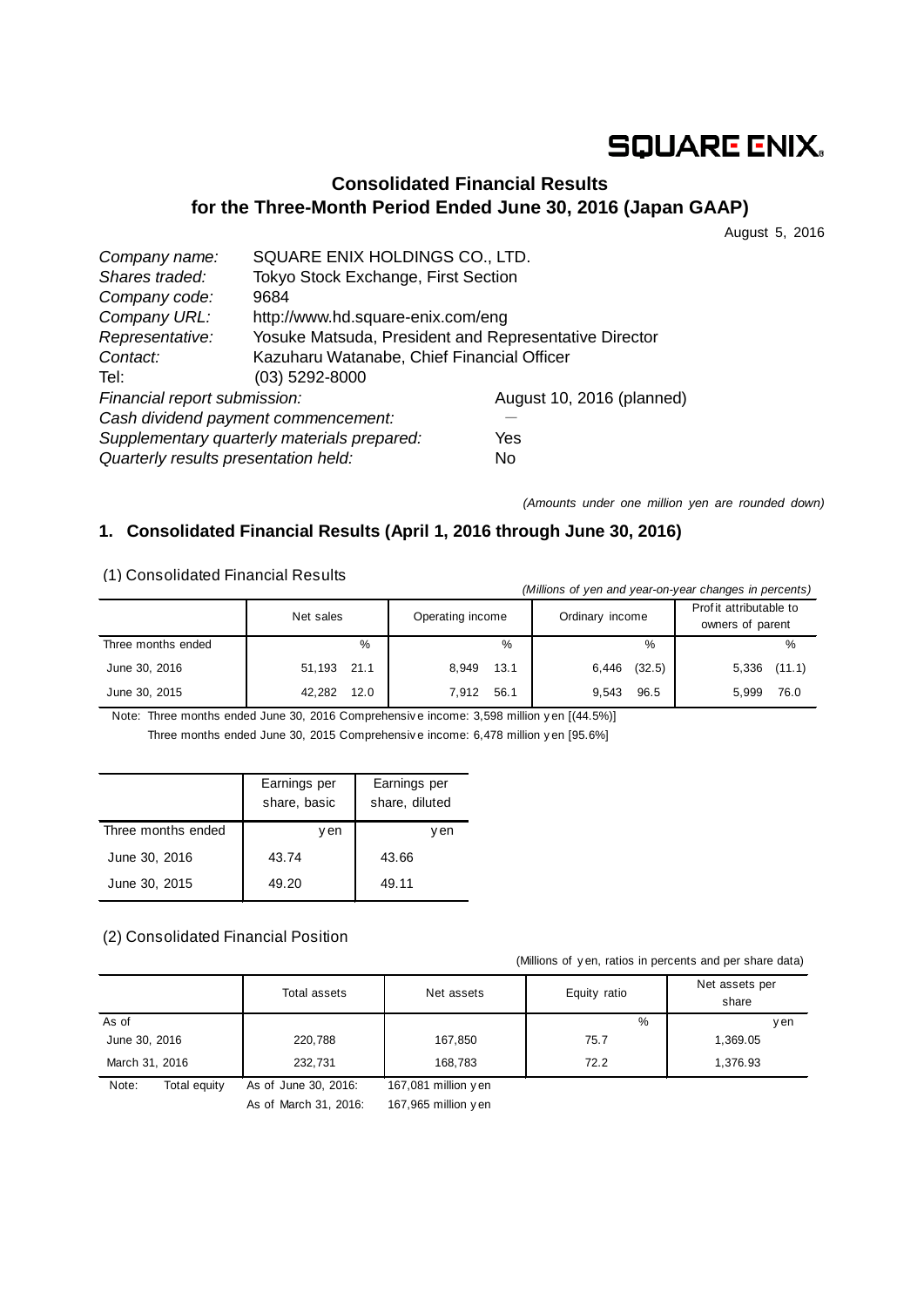SQUARE ENIX

# Consolidated Financial Results for the Three-Month Period Ended June 30, 2016 (Japan GAAP)

August 5, 2016

| | |
|---|---|
| *Company name:* | SQUARE ENIX HOLDINGS CO., LTD. |
| *Shares traded:* | Tokyo Stock Exchange, First Section |
| *Company code:* | 9684 |
| *Company URL:* | http://www.hd.square-enix.com/eng |
| *Representative:* | Yosuke Matsuda, President and Representative Director |
| *Contact:* | Kazuharu Watanabe, Chief Financial Officer |
| Tel: | (03) 5292-8000 |
| *Financial report submission:* | August 10, 2016 (planned) |
| *Cash dividend payment commencement:* | ― |
| *Supplementary quarterly materials prepared:* | Yes |
| *Quarterly results presentation held:* | No |

*(Amounts under one million yen are rounded down)*

## 1. Consolidated Financial Results (April 1, 2016 through June 30, 2016)

(1) Consolidated Financial Results

*(Millions of yen and year-on-year changes in percents)*

| | Net sales | | Operating income | | Ordinary income | | Profit attributable to owners of parent | |
|---|---|---|---|---|---|---|---|---|
| Three months ended | | % | | % | | % | | % |
| June 30, 2016 | 51,193 | 21.1 | 8,949 | 13.1 | 6,446 | (32.5) | 5,336 | (11.1) |
| June 30, 2015 | 42,282 | 12.0 | 7,912 | 56.1 | 9,543 | 96.5 | 5,999 | 76.0 |

Note: Three months ended June 30, 2016 Comprehensive income: 3,598 million yen [(44.5%)]
Three months ended June 30, 2015 Comprehensive income: 6,478 million yen [95.6%]

| | Earnings per share, basic | Earnings per share, diluted |
|---|---|---|
| Three months ended | yen | yen |
| June 30, 2016 | 43.74 | 43.66 |
| June 30, 2015 | 49.20 | 49.11 |

(2) Consolidated Financial Position

(Millions of yen, ratios in percents and per share data)

| | Total assets | Net assets | Equity ratio | Net assets per share |
|---|---|---|---|---|
| As of | | | % | yen |
| June 30, 2016 | 220,788 | 167,850 | 75.7 | 1,369.05 |
| March 31, 2016 | 232,731 | 168,783 | 72.2 | 1,376.93 |

Note: Total equity As of June 30, 2016: 167,081 million yen
As of March 31, 2016: 167,965 million yen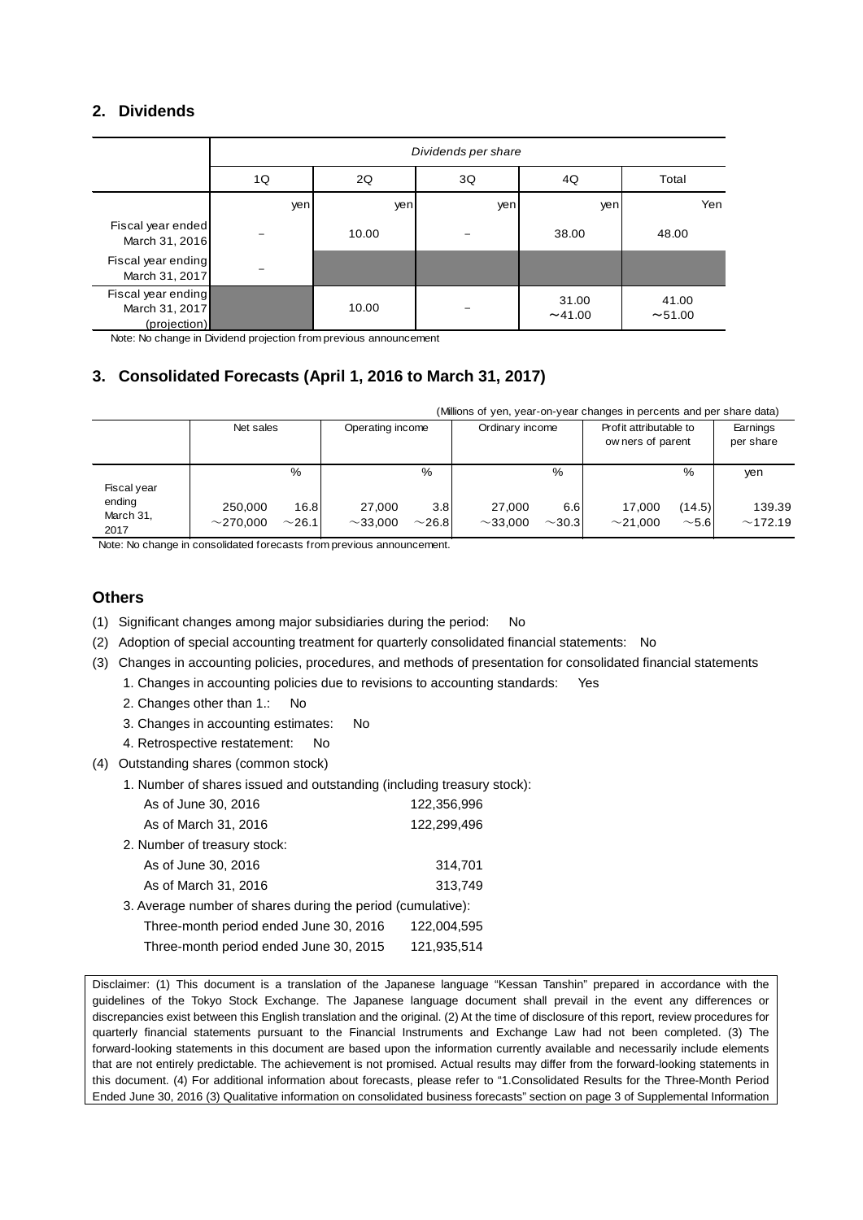## 2. Dividends

| | *Dividends per share* | | | | |
|---|---|---|---|---|---|
| | 1Q | 2Q | 3Q | 4Q | Total |
| | yen | yen | yen | yen | Yen |
| Fiscal year ended March 31, 2016 | – | 10.00 | – | 38.00 | 48.00 |
| Fiscal year ending March 31, 2017 | – | | | | |
| Fiscal year ending March 31, 2017 (projection) | | 10.00 | – | 31.00 ～41.00 | 41.00 ～51.00 |

Note: No change in Dividend projection from previous announcement

## 3. Consolidated Forecasts (April 1, 2016 to March 31, 2017)

(Millions of yen, year-on-year changes in percents and per share data)

| | Net sales | | Operating income | | Ordinary income | | Profit attributable to owners of parent | | Earnings per share |
|---|---|---|---|---|---|---|---|---|---|
| | | % | | % | | % | | % | yen |
| Fiscal year ending March 31, 2017 | 250,000 ～270,000 | 16.8 ～26.1 | 27,000 ～33,000 | 3.8 ～26.8 | 27,000 ～33,000 | 6.6 ～30.3 | 17,000 ～21,000 | (14.5) ～5.6 | 139.39 ～172.19 |

Note: No change in consolidated forecasts from previous announcement.

## Others

(1) Significant changes among major subsidiaries during the period: No

(2) Adoption of special accounting treatment for quarterly consolidated financial statements: No

(3) Changes in accounting policies, procedures, and methods of presentation for consolidated financial statements

1. Changes in accounting policies due to revisions to accounting standards: Yes
2. Changes other than 1.: No
3. Changes in accounting estimates: No
4. Retrospective restatement: No

(4) Outstanding shares (common stock)

1. Number of shares issued and outstanding (including treasury stock):

| | |
|---|---|
| As of June 30, 2016 | 122,356,996 |
| As of March 31, 2016 | 122,299,496 |

2. Number of treasury stock:

| | |
|---|---|
| As of June 30, 2016 | 314,701 |
| As of March 31, 2016 | 313,749 |

3. Average number of shares during the period (cumulative):

| | |
|---|---|
| Three-month period ended June 30, 2016 | 122,004,595 |
| Three-month period ended June 30, 2015 | 121,935,514 |

Disclaimer: (1) This document is a translation of the Japanese language "Kessan Tanshin" prepared in accordance with the guidelines of the Tokyo Stock Exchange. The Japanese language document shall prevail in the event any differences or discrepancies exist between this English translation and the original. (2) At the time of disclosure of this report, review procedures for quarterly financial statements pursuant to the Financial Instruments and Exchange Law had not been completed. (3) The forward-looking statements in this document are based upon the information currently available and necessarily include elements that are not entirely predictable. The achievement is not promised. Actual results may differ from the forward-looking statements in this document. (4) For additional information about forecasts, please refer to "1.Consolidated Results for the Three-Month Period Ended June 30, 2016 (3) Qualitative information on consolidated business forecasts" section on page 3 of Supplemental Information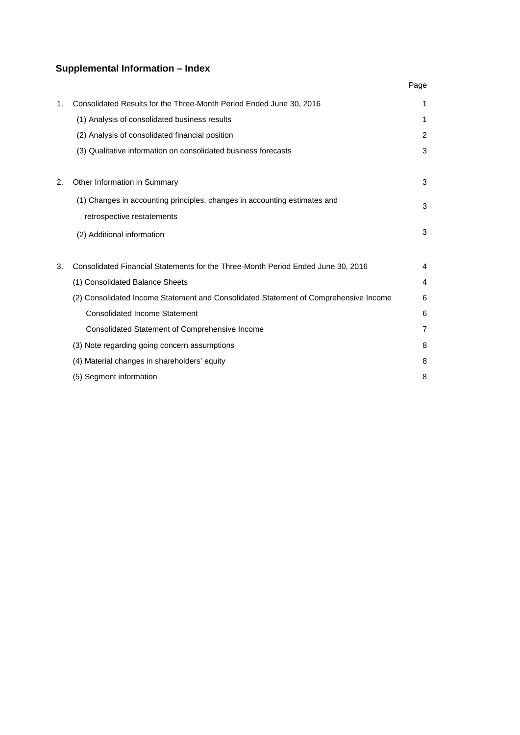## Supplemental Information – Index

| | | Page |
|---|---|---|
| 1. | Consolidated Results for the Three-Month Period Ended June 30, 2016 | 1 |
| | (1) Analysis of consolidated business results | 1 |
| | (2) Analysis of consolidated financial position | 2 |
| | (3) Qualitative information on consolidated business forecasts | 3 |
| 2. | Other Information in Summary | 3 |
| | (1) Changes in accounting principles, changes in accounting estimates and retrospective restatements | 3 |
| | (2) Additional information | 3 |
| 3. | Consolidated Financial Statements for the Three-Month Period Ended June 30, 2016 | 4 |
| | (1) Consolidated Balance Sheets | 4 |
| | (2) Consolidated Income Statement and Consolidated Statement of Comprehensive Income | 6 |
| | Consolidated Income Statement | 6 |
| | Consolidated Statement of Comprehensive Income | 7 |
| | (3) Note regarding going concern assumptions | 8 |
| | (4) Material changes in shareholders' equity | 8 |
| | (5) Segment information | 8 |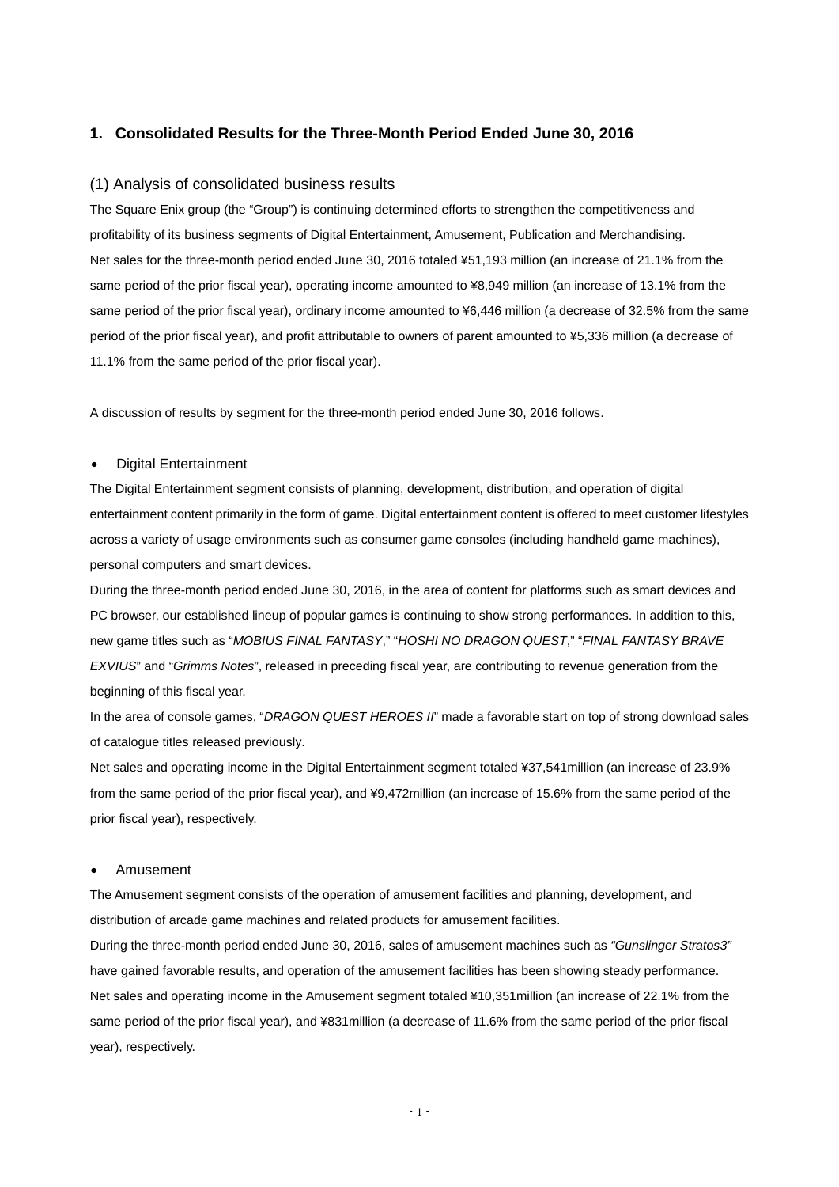## 1. Consolidated Results for the Three-Month Period Ended June 30, 2016

### (1) Analysis of consolidated business results

The Square Enix group (the "Group") is continuing determined efforts to strengthen the competitiveness and profitability of its business segments of Digital Entertainment, Amusement, Publication and Merchandising.

Net sales for the three-month period ended June 30, 2016 totaled ¥51,193 million (an increase of 21.1% from the same period of the prior fiscal year), operating income amounted to ¥8,949 million (an increase of 13.1% from the same period of the prior fiscal year), ordinary income amounted to ¥6,446 million (a decrease of 32.5% from the same period of the prior fiscal year), and profit attributable to owners of parent amounted to ¥5,336 million (a decrease of 11.1% from the same period of the prior fiscal year).

A discussion of results by segment for the three-month period ended June 30, 2016 follows.

- Digital Entertainment

The Digital Entertainment segment consists of planning, development, distribution, and operation of digital entertainment content primarily in the form of game. Digital entertainment content is offered to meet customer lifestyles across a variety of usage environments such as consumer game consoles (including handheld game machines), personal computers and smart devices.

During the three-month period ended June 30, 2016, in the area of content for platforms such as smart devices and PC browser, our established lineup of popular games is continuing to show strong performances. In addition to this, new game titles such as "*MOBIUS FINAL FANTASY*," "*HOSHI NO DRAGON QUEST*," "*FINAL FANTASY BRAVE EXVIUS*" and "*Grimms Notes*", released in preceding fiscal year, are contributing to revenue generation from the beginning of this fiscal year.

In the area of console games, "*DRAGON QUEST HEROES II*" made a favorable start on top of strong download sales of catalogue titles released previously.

Net sales and operating income in the Digital Entertainment segment totaled ¥37,541million (an increase of 23.9% from the same period of the prior fiscal year), and ¥9,472million (an increase of 15.6% from the same period of the prior fiscal year), respectively.

- Amusement

The Amusement segment consists of the operation of amusement facilities and planning, development, and distribution of arcade game machines and related products for amusement facilities.

During the three-month period ended June 30, 2016, sales of amusement machines such as *"Gunslinger Stratos3"* have gained favorable results, and operation of the amusement facilities has been showing steady performance.

Net sales and operating income in the Amusement segment totaled ¥10,351million (an increase of 22.1% from the same period of the prior fiscal year), and ¥831million (a decrease of 11.6% from the same period of the prior fiscal year), respectively.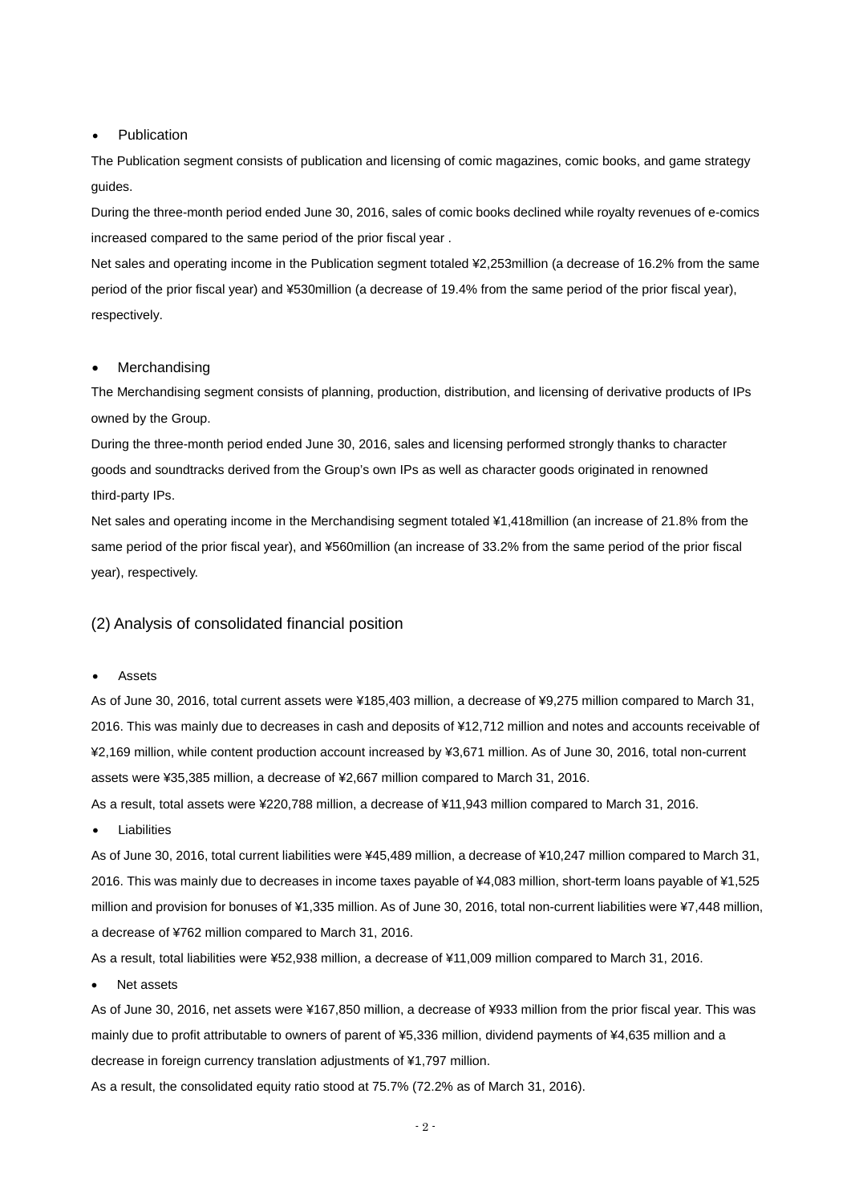- Publication

The Publication segment consists of publication and licensing of comic magazines, comic books, and game strategy guides.

During the three-month period ended June 30, 2016, sales of comic books declined while royalty revenues of e-comics increased compared to the same period of the prior fiscal year .

Net sales and operating income in the Publication segment totaled ¥2,253million (a decrease of 16.2% from the same period of the prior fiscal year) and ¥530million (a decrease of 19.4% from the same period of the prior fiscal year), respectively.

- Merchandising

The Merchandising segment consists of planning, production, distribution, and licensing of derivative products of IPs owned by the Group.

During the three-month period ended June 30, 2016, sales and licensing performed strongly thanks to character goods and soundtracks derived from the Group's own IPs as well as character goods originated in renowned third-party IPs.

Net sales and operating income in the Merchandising segment totaled ¥1,418million (an increase of 21.8% from the same period of the prior fiscal year), and ¥560million (an increase of 33.2% from the same period of the prior fiscal year), respectively.

## (2) Analysis of consolidated financial position

- Assets

As of June 30, 2016, total current assets were ¥185,403 million, a decrease of ¥9,275 million compared to March 31, 2016. This was mainly due to decreases in cash and deposits of ¥12,712 million and notes and accounts receivable of ¥2,169 million, while content production account increased by ¥3,671 million. As of June 30, 2016, total non-current assets were ¥35,385 million, a decrease of ¥2,667 million compared to March 31, 2016.

As a result, total assets were ¥220,788 million, a decrease of ¥11,943 million compared to March 31, 2016.

- Liabilities

As of June 30, 2016, total current liabilities were ¥45,489 million, a decrease of ¥10,247 million compared to March 31, 2016. This was mainly due to decreases in income taxes payable of ¥4,083 million, short-term loans payable of ¥1,525 million and provision for bonuses of ¥1,335 million. As of June 30, 2016, total non-current liabilities were ¥7,448 million, a decrease of ¥762 million compared to March 31, 2016.

As a result, total liabilities were ¥52,938 million, a decrease of ¥11,009 million compared to March 31, 2016.

- Net assets

As of June 30, 2016, net assets were ¥167,850 million, a decrease of ¥933 million from the prior fiscal year. This was mainly due to profit attributable to owners of parent of ¥5,336 million, dividend payments of ¥4,635 million and a decrease in foreign currency translation adjustments of ¥1,797 million.

As a result, the consolidated equity ratio stood at 75.7% (72.2% as of March 31, 2016).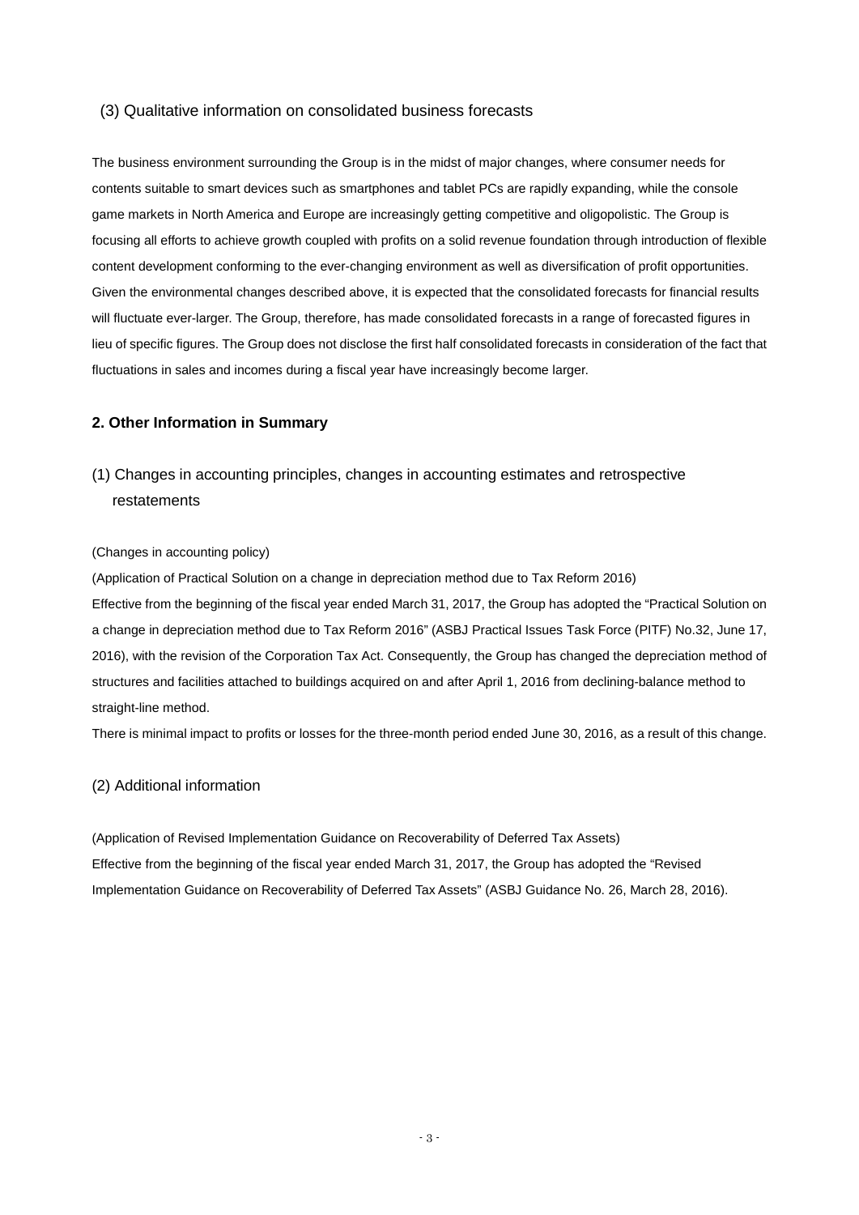### (3) Qualitative information on consolidated business forecasts

The business environment surrounding the Group is in the midst of major changes, where consumer needs for contents suitable to smart devices such as smartphones and tablet PCs are rapidly expanding, while the console game markets in North America and Europe are increasingly getting competitive and oligopolistic. The Group is focusing all efforts to achieve growth coupled with profits on a solid revenue foundation through introduction of flexible content development conforming to the ever-changing environment as well as diversification of profit opportunities. Given the environmental changes described above, it is expected that the consolidated forecasts for financial results will fluctuate ever-larger. The Group, therefore, has made consolidated forecasts in a range of forecasted figures in lieu of specific figures. The Group does not disclose the first half consolidated forecasts in consideration of the fact that fluctuations in sales and incomes during a fiscal year have increasingly become larger.

## 2. Other Information in Summary

### (1) Changes in accounting principles, changes in accounting estimates and retrospective restatements

(Changes in accounting policy)

(Application of Practical Solution on a change in depreciation method due to Tax Reform 2016)

Effective from the beginning of the fiscal year ended March 31, 2017, the Group has adopted the "Practical Solution on a change in depreciation method due to Tax Reform 2016" (ASBJ Practical Issues Task Force (PITF) No.32, June 17, 2016), with the revision of the Corporation Tax Act. Consequently, the Group has changed the depreciation method of structures and facilities attached to buildings acquired on and after April 1, 2016 from declining-balance method to straight-line method.

There is minimal impact to profits or losses for the three-month period ended June 30, 2016, as a result of this change.

### (2) Additional information

(Application of Revised Implementation Guidance on Recoverability of Deferred Tax Assets)

Effective from the beginning of the fiscal year ended March 31, 2017, the Group has adopted the "Revised Implementation Guidance on Recoverability of Deferred Tax Assets" (ASBJ Guidance No. 26, March 28, 2016).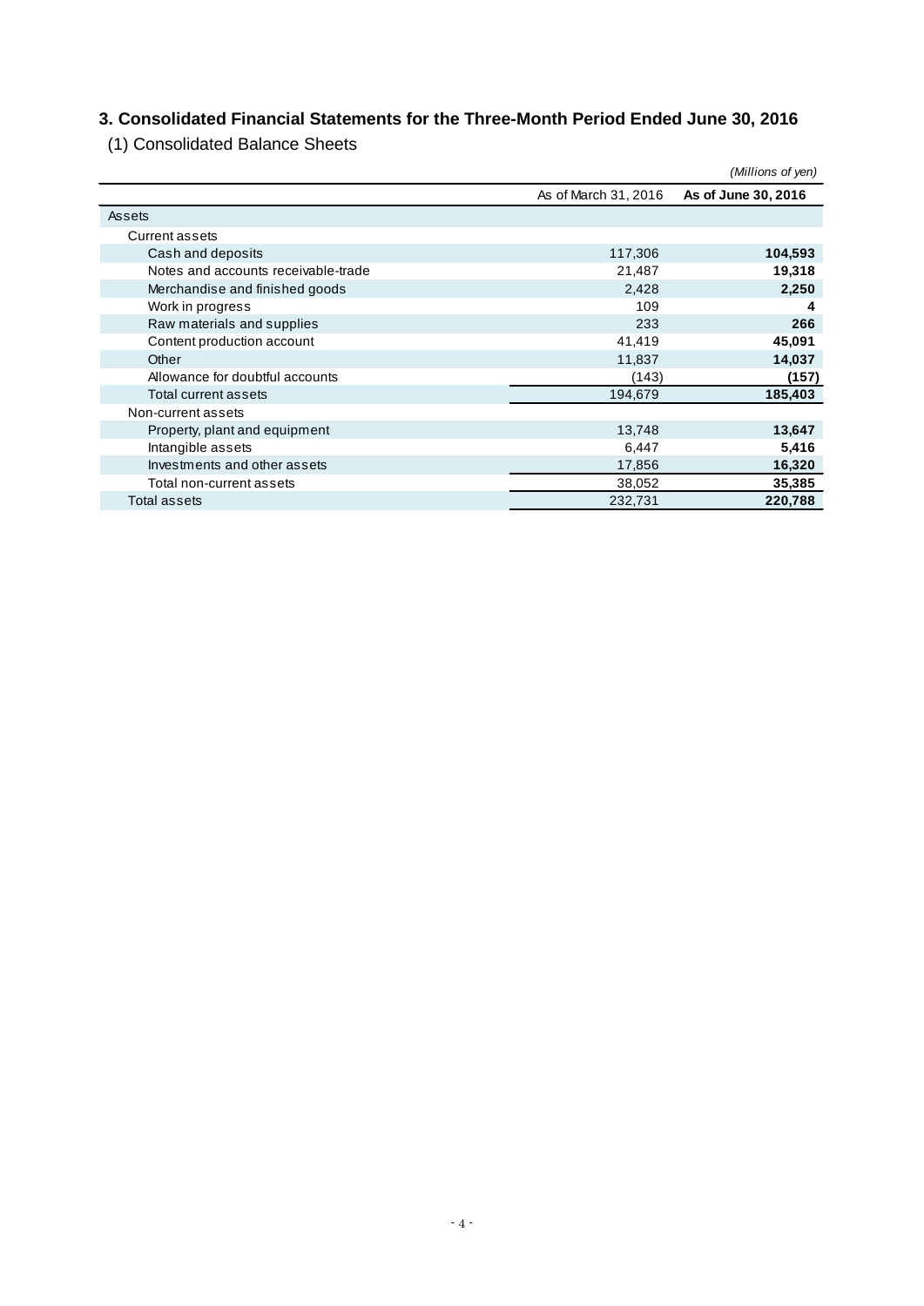## 3. Consolidated Financial Statements for the Three-Month Period Ended June 30, 2016

### (1) Consolidated Balance Sheets

*(Millions of yen)*

| | As of March 31, 2016 | **As of June 30, 2016** |
|---|---|---|
| Assets | | |
| Current assets | | |
| Cash and deposits | 117,306 | **104,593** |
| Notes and accounts receivable-trade | 21,487 | **19,318** |
| Merchandise and finished goods | 2,428 | **2,250** |
| Work in progress | 109 | **4** |
| Raw materials and supplies | 233 | **266** |
| Content production account | 41,419 | **45,091** |
| Other | 11,837 | **14,037** |
| Allowance for doubtful accounts | (143) | **(157)** |
| Total current assets | 194,679 | **185,403** |
| Non-current assets | | |
| Property, plant and equipment | 13,748 | **13,647** |
| Intangible assets | 6,447 | **5,416** |
| Investments and other assets | 17,856 | **16,320** |
| Total non-current assets | 38,052 | **35,385** |
| Total assets | 232,731 | **220,788** |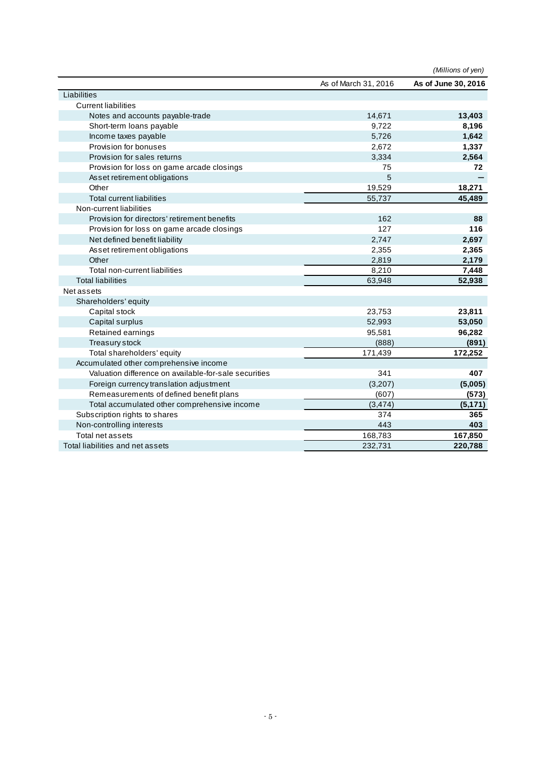(Millions of yen)

| | As of March 31, 2016 | **As of June 30, 2016** |
|---|---|---|
| Liabilities | | |
| Current liabilities | | |
| Notes and accounts payable-trade | 14,671 | **13,403** |
| Short-term loans payable | 9,722 | **8,196** |
| Income taxes payable | 5,726 | **1,642** |
| Provision for bonuses | 2,672 | **1,337** |
| Provision for sales returns | 3,334 | **2,564** |
| Provision for loss on game arcade closings | 75 | **72** |
| Asset retirement obligations | 5 | **—** |
| Other | 19,529 | **18,271** |
| Total current liabilities | 55,737 | **45,489** |
| Non-current liabilities | | |
| Provision for directors' retirement benefits | 162 | **88** |
| Provision for loss on game arcade closings | 127 | **116** |
| Net defined benefit liability | 2,747 | **2,697** |
| Asset retirement obligations | 2,355 | **2,365** |
| Other | 2,819 | **2,179** |
| Total non-current liabilities | 8,210 | **7,448** |
| Total liabilities | 63,948 | **52,938** |
| Net assets | | |
| Shareholders' equity | | |
| Capital stock | 23,753 | **23,811** |
| Capital surplus | 52,993 | **53,050** |
| Retained earnings | 95,581 | **96,282** |
| Treasury stock | (888) | **(891)** |
| Total shareholders' equity | 171,439 | **172,252** |
| Accumulated other comprehensive income | | |
| Valuation difference on available-for-sale securities | 341 | **407** |
| Foreign currency translation adjustment | (3,207) | **(5,005)** |
| Remeasurements of defined benefit plans | (607) | **(573)** |
| Total accumulated other comprehensive income | (3,474) | **(5,171)** |
| Subscription rights to shares | 374 | **365** |
| Non-controlling interests | 443 | **403** |
| Total net assets | 168,783 | **167,850** |
| Total liabilities and net assets | 232,731 | **220,788** |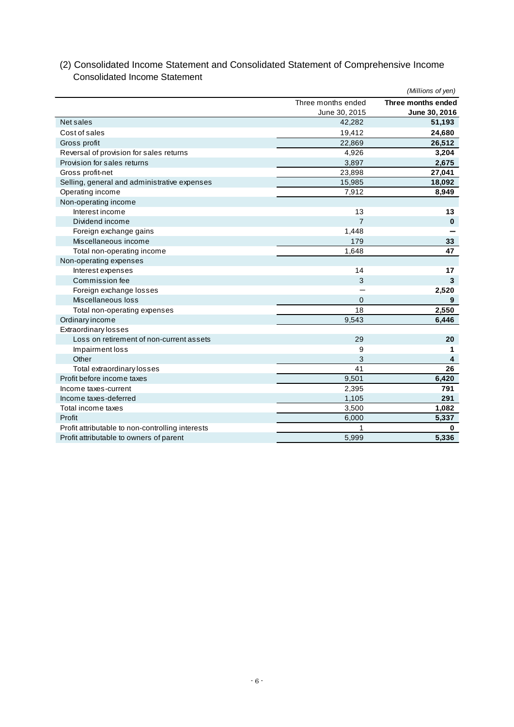## (2) Consolidated Income Statement and Consolidated Statement of Comprehensive Income

### Consolidated Income Statement

*(Millions of yen)*

| | Three months ended June 30, 2015 | **Three months ended June 30, 2016** |
|---|---|---|
| Net sales | 42,282 | **51,193** |
| Cost of sales | 19,412 | **24,680** |
| Gross profit | 22,869 | **26,512** |
| Reversal of provision for sales returns | 4,926 | **3,204** |
| Provision for sales returns | 3,897 | **2,675** |
| Gross profit-net | 23,898 | **27,041** |
| Selling, general and administrative expenses | 15,985 | **18,092** |
| Operating income | 7,912 | **8,949** |
| Non-operating income | | |
| Interest income | 13 | **13** |
| Dividend income | 7 | **0** |
| Foreign exchange gains | 1,448 | **—** |
| Miscellaneous income | 179 | **33** |
| Total non-operating income | 1,648 | **47** |
| Non-operating expenses | | |
| Interest expenses | 14 | **17** |
| Commission fee | 3 | **3** |
| Foreign exchange losses | — | **2,520** |
| Miscellaneous loss | 0 | **9** |
| Total non-operating expenses | 18 | **2,550** |
| Ordinary income | 9,543 | **6,446** |
| Extraordinary losses | | |
| Loss on retirement of non-current assets | 29 | **20** |
| Impairment loss | 9 | **1** |
| Other | 3 | **4** |
| Total extraordinary losses | 41 | **26** |
| Profit before income taxes | 9,501 | **6,420** |
| Income taxes-current | 2,395 | **791** |
| Income taxes-deferred | 1,105 | **291** |
| Total income taxes | 3,500 | **1,082** |
| Profit | 6,000 | **5,337** |
| Profit attributable to non-controlling interests | 1 | **0** |
| Profit attributable to owners of parent | 5,999 | **5,336** |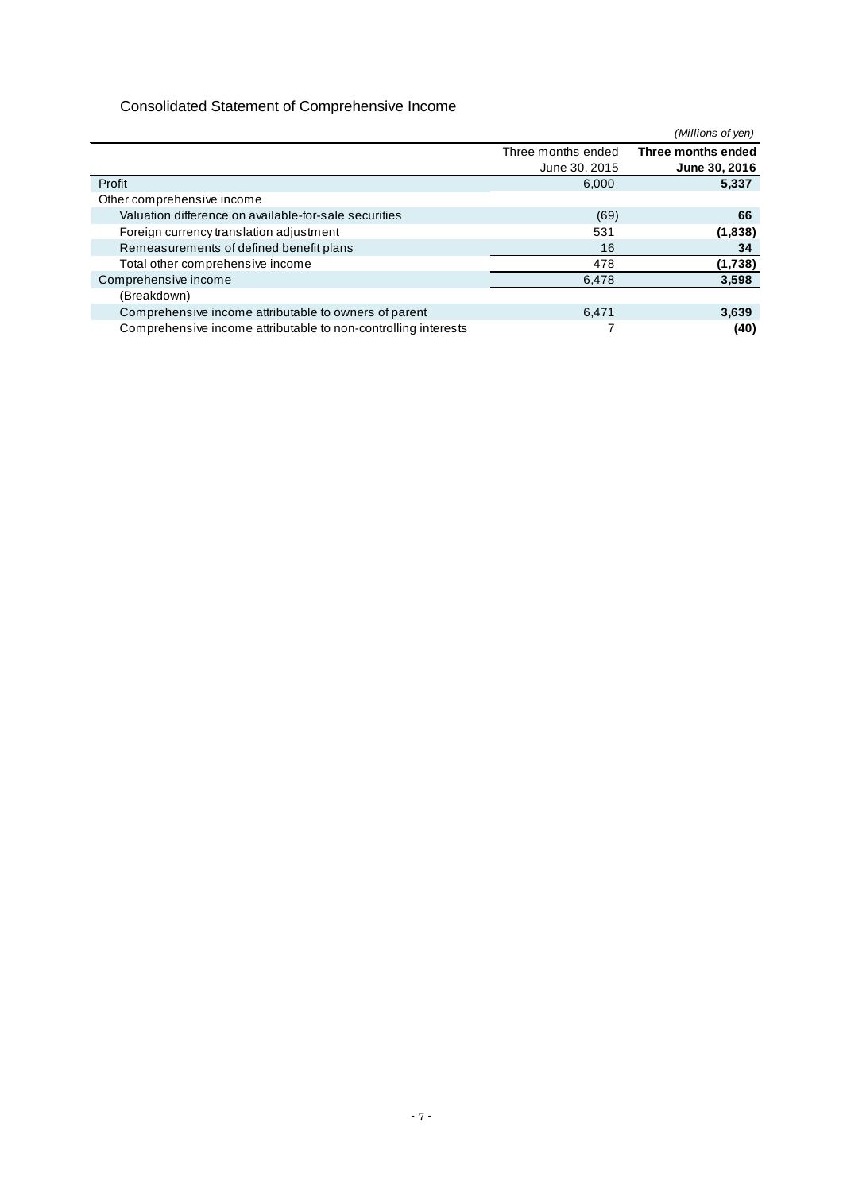## Consolidated Statement of Comprehensive Income

*(Millions of yen)*

| | Three months ended June 30, 2015 | **Three months ended June 30, 2016** |
|---|---|---|
| Profit | 6,000 | **5,337** |
| Other comprehensive income | | |
| Valuation difference on available-for-sale securities | (69) | **66** |
| Foreign currency translation adjustment | 531 | **(1,838)** |
| Remeasurements of defined benefit plans | 16 | **34** |
| Total other comprehensive income | 478 | **(1,738)** |
| Comprehensive income | 6,478 | **3,598** |
| (Breakdown) | | |
| Comprehensive income attributable to owners of parent | 6,471 | **3,639** |
| Comprehensive income attributable to non-controlling interests | 7 | **(40)** |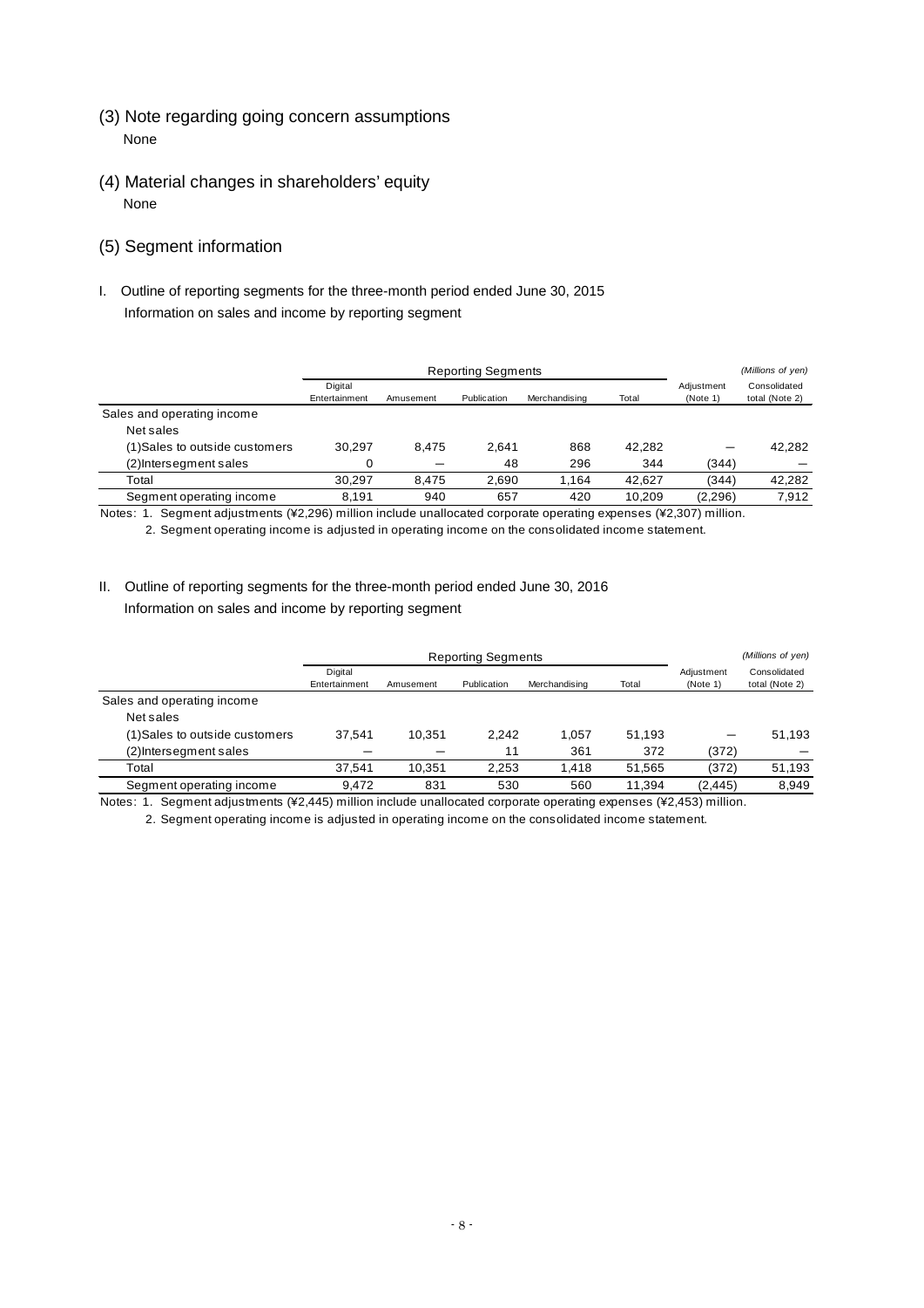## (3) Note regarding going concern assumptions

None

## (4) Material changes in shareholders' equity

None

## (5) Segment information

I. Outline of reporting segments for the three-month period ended June 30, 2015

Information on sales and income by reporting segment

*(Millions of yen)*

| | Reporting Segments | | | | | Adjustment (Note 1) | Consolidated total (Note 2) |
|---|---|---|---|---|---|---|---|
| | Digital Entertainment | Amusement | Publication | Merchandising | Total | | |
| Sales and operating income | | | | | | | |
| Net sales | | | | | | | |
| (1)Sales to outside customers | 30,297 | 8,475 | 2,641 | 868 | 42,282 | ― | 42,282 |
| (2)Intersegment sales | 0 | ― | 48 | 296 | 344 | (344) | ― |
| Total | 30,297 | 8,475 | 2,690 | 1,164 | 42,627 | (344) | 42,282 |
| Segment operating income | 8,191 | 940 | 657 | 420 | 10,209 | (2,296) | 7,912 |

Notes: 1. Segment adjustments (¥2,296) million include unallocated corporate operating expenses (¥2,307) million.

2. Segment operating income is adjusted in operating income on the consolidated income statement.

II. Outline of reporting segments for the three-month period ended June 30, 2016

Information on sales and income by reporting segment

*(Millions of yen)*

| | Reporting Segments | | | | | Adjustment (Note 1) | Consolidated total (Note 2) |
|---|---|---|---|---|---|---|---|
| | Digital Entertainment | Amusement | Publication | Merchandising | Total | | |
| Sales and operating income | | | | | | | |
| Net sales | | | | | | | |
| (1)Sales to outside customers | 37,541 | 10,351 | 2,242 | 1,057 | 51,193 | ― | 51,193 |
| (2)Intersegment sales | ― | ― | 11 | 361 | 372 | (372) | ― |
| Total | 37,541 | 10,351 | 2,253 | 1,418 | 51,565 | (372) | 51,193 |
| Segment operating income | 9,472 | 831 | 530 | 560 | 11,394 | (2,445) | 8,949 |

Notes: 1. Segment adjustments (¥2,445) million include unallocated corporate operating expenses (¥2,453) million.

2. Segment operating income is adjusted in operating income on the consolidated income statement.